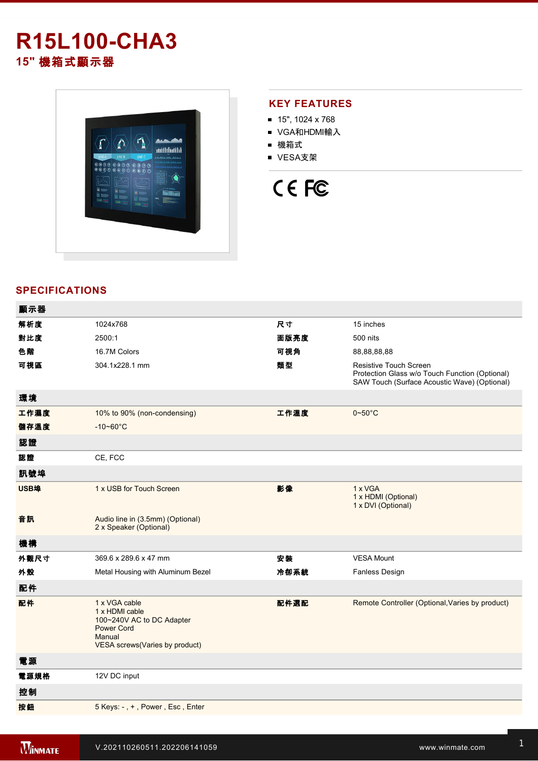# R15L100-CHA3

## 15" 機箱式顯示器

## KEY FEATURES

- 15", 1024 x 768
- VGA和HDMI輸入
- 機箱式
- VESA支架

## SPECIFICATIONS

| 顯示器 | | | |
|---|---|---|---|
| 解析度 | 1024x768 | 尺寸 | 15 inches |
| 對比度 | 2500:1 | 面版亮度 | 500 nits |
| 色階 | 16.7M Colors | 可視角 | 88,88,88,88 |
| 可視區 | 304.1x228.1 mm | 類型 | Resistive Touch Screen<br>Protection Glass w/o Touch Function (Optional)<br>SAW Touch (Surface Acoustic Wave) (Optional) |
| **環境** | | | |
| 工作濕度 | 10% to 90% (non-condensing) | 工作溫度 | 0~50°C |
| 儲存溫度 | -10~60°C | | |
| **認證** | | | |
| 認證 | CE, FCC | | |
| **訊號埠** | | | |
| USB埠 | 1 x USB for Touch Screen | 影像 | 1 x VGA<br>1 x HDMI (Optional)<br>1 x DVI (Optional) |
| 音訊 | Audio line in (3.5mm) (Optional)<br>2 x Speaker (Optional) | | |
| **機構** | | | |
| 外觀尺寸 | 369.6 x 289.6 x 47 mm | 安裝 | VESA Mount |
| 外殼 | Metal Housing with Aluminum Bezel | 冷卻系統 | Fanless Design |
| **配件** | | | |
| 配件 | 1 x VGA cable<br>1 x HDMI cable<br>100~240V AC to DC Adapter<br>Power Cord<br>Manual<br>VESA screws(Varies by product) | 配件選配 | Remote Controller (Optional,Varies by product) |
| **電源** | | | |
| 電源規格 | 12V DC input | | |
| **控制** | | | |
| 按鈕 | 5 Keys: - , + , Power , Esc , Enter | | |

V.202110260511.202206141059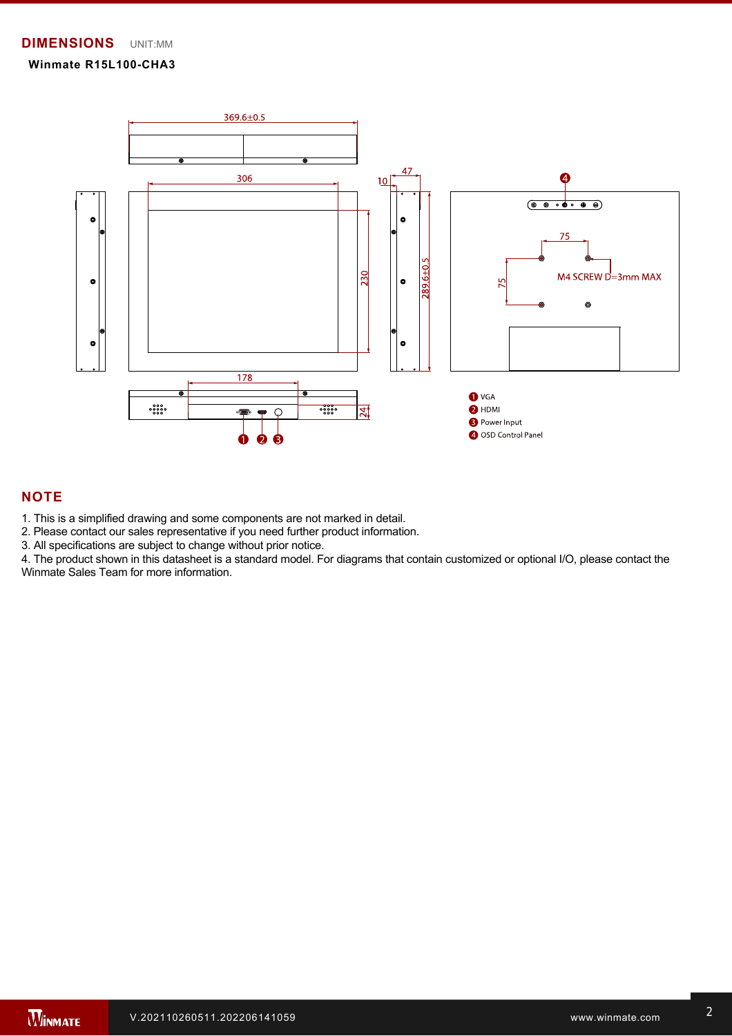## DIMENSIONS UNIT:MM

**Winmate R15L100-CHA3**

369.6±0.5

306

10

47

230

289.6±0.5

75

75

M4 SCREW D=3mm MAX

178

24

1 VGA
2 HDMI
3 Power Input
4 OSD Control Panel

## NOTE

1. This is a simplified drawing and some components are not marked in detail.
2. Please contact our sales representative if you need further product information.
3. All specifications are subject to change without prior notice.
4. The product shown in this datasheet is a standard model. For diagrams that contain customized or optional I/O, please contact the Winmate Sales Team for more information.